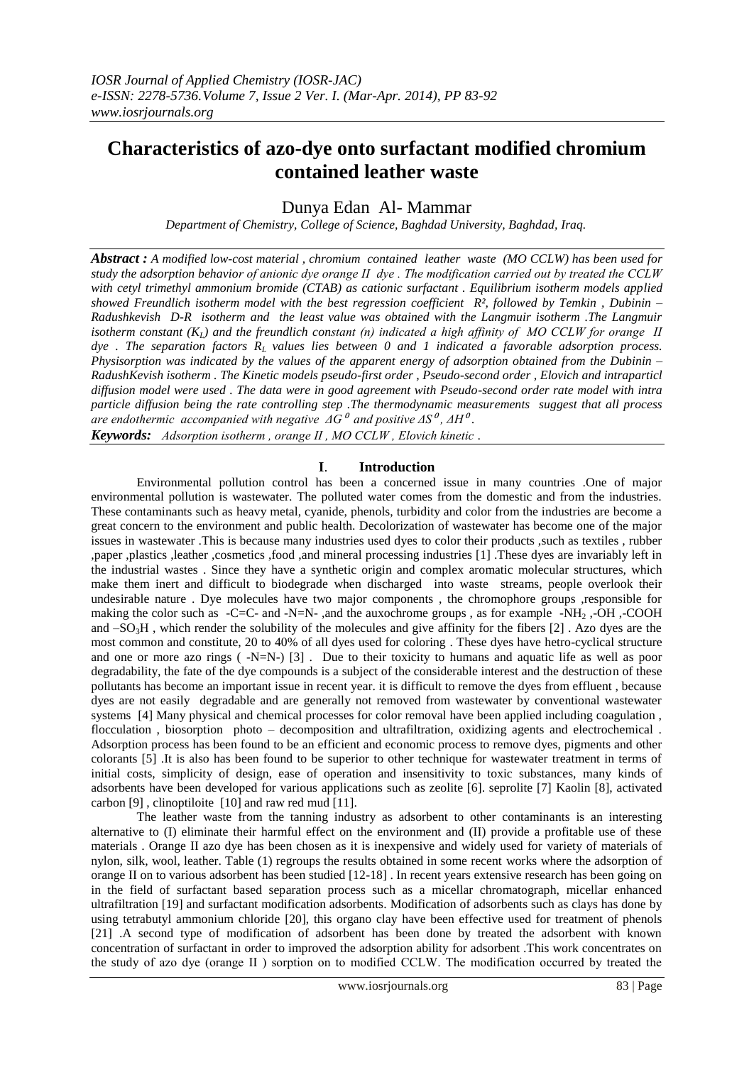# Characteristics of azo-dye onto surfactant modified chromium contained leather waste

Dunya Edan Al- Mammar

*Department of Chemistry, College of Science, Baghdad University, Baghdad, Iraq.*

***Abstract :*** *A modified low-cost material , chromium contained leather waste (MO CCLW) has been used for study the adsorption behavior of anionic dye orange II dye . The modification carried out by treated the CCLW with cetyl trimethyl ammonium bromide (CTAB) as cationic surfactant . Equilibrium isotherm models applied showed Freundlich isotherm model with the best regression coefficient $R^2$, followed by Temkin , Dubinin – Radushkevish D-R isotherm and the least value was obtained with the Langmuir isotherm .The Langmuir isotherm constant ($K_L$) and the freundlich constant (n) indicated a high affinity of MO CCLW for orange II dye . The separation factors $R_L$ values lies between 0 and 1 indicated a favorable adsorption process. Physisorption was indicated by the values of the apparent energy of adsorption obtained from the Dubinin – RadushKevish isotherm . The Kinetic models pseudo-first order , Pseudo-second order , Elovich and intraparticl diffusion model were used . The data were in good agreement with Pseudo-second order rate model with intra particle diffusion being the rate controlling step .The thermodynamic measurements suggest that all process are endothermic accompanied with negative $\Delta G^0$ and positive $\Delta S^0$, $\Delta H^0$.*

***Keywords:*** *Adsorption isotherm , orange II , MO CCLW , Elovich kinetic .*

## I. Introduction

Environmental pollution control has been a concerned issue in many countries .One of major environmental pollution is wastewater. The polluted water comes from the domestic and from the industries. These contaminants such as heavy metal, cyanide, phenols, turbidity and color from the industries are become a great concern to the environment and public health. Decolorization of wastewater has become one of the major issues in wastewater .This is because many industries used dyes to color their products ,such as textiles , rubber ,paper ,plastics ,leather ,cosmetics ,food ,and mineral processing industries [1] .These dyes are invariably left in the industrial wastes . Since they have a synthetic origin and complex aromatic molecular structures, which make them inert and difficult to biodegrade when discharged into waste streams, people overlook their undesirable nature . Dye molecules have two major components , the chromophore groups ,responsible for making the color such as -C=C- and -N=N- ,and the auxochrome groups , as for example $-NH_2$ ,-OH ,-COOH and $-SO_3H$ , which render the solubility of the molecules and give affinity for the fibers [2] . Azo dyes are the most common and constitute, 20 to 40% of all dyes used for coloring . These dyes have hetro-cyclical structure and one or more azo rings ( -N=N-) [3] . Due to their toxicity to humans and aquatic life as well as poor degradability, the fate of the dye compounds is a subject of the considerable interest and the destruction of these pollutants has become an important issue in recent year. it is difficult to remove the dyes from effluent , because dyes are not easily degradable and are generally not removed from wastewater by conventional wastewater systems [4] Many physical and chemical processes for color removal have been applied including coagulation , flocculation , biosorption photo – decomposition and ultrafiltration, oxidizing agents and electrochemical . Adsorption process has been found to be an efficient and economic process to remove dyes, pigments and other colorants [5] .It is also has been found to be superior to other technique for wastewater treatment in terms of initial costs, simplicity of design, ease of operation and insensitivity to toxic substances, many kinds of adsorbents have been developed for various applications such as zeolite [6]. seprolite [7] Kaolin [8], activated carbon [9] , clinoptiloite [10] and raw red mud [11].

The leather waste from the tanning industry as adsorbent to other contaminants is an interesting alternative to (I) eliminate their harmful effect on the environment and (II) provide a profitable use of these materials . Orange II azo dye has been chosen as it is inexpensive and widely used for variety of materials of nylon, silk, wool, leather. Table (1) regroups the results obtained in some recent works where the adsorption of orange II on to various adsorbent has been studied [12-18] . In recent years extensive research has been going on in the field of surfactant based separation process such as a micellar chromatograph, micellar enhanced ultrafiltration [19] and surfactant modification adsorbents. Modification of adsorbents such as clays has done by using tetrabutyl ammonium chloride [20], this organo clay have been effective used for treatment of phenols [21] .A second type of modification of adsorbent has been done by treated the adsorbent with known concentration of surfactant in order to improved the adsorption ability for adsorbent .This work concentrates on the study of azo dye (orange II ) sorption on to modified CCLW. The modification occurred by treated the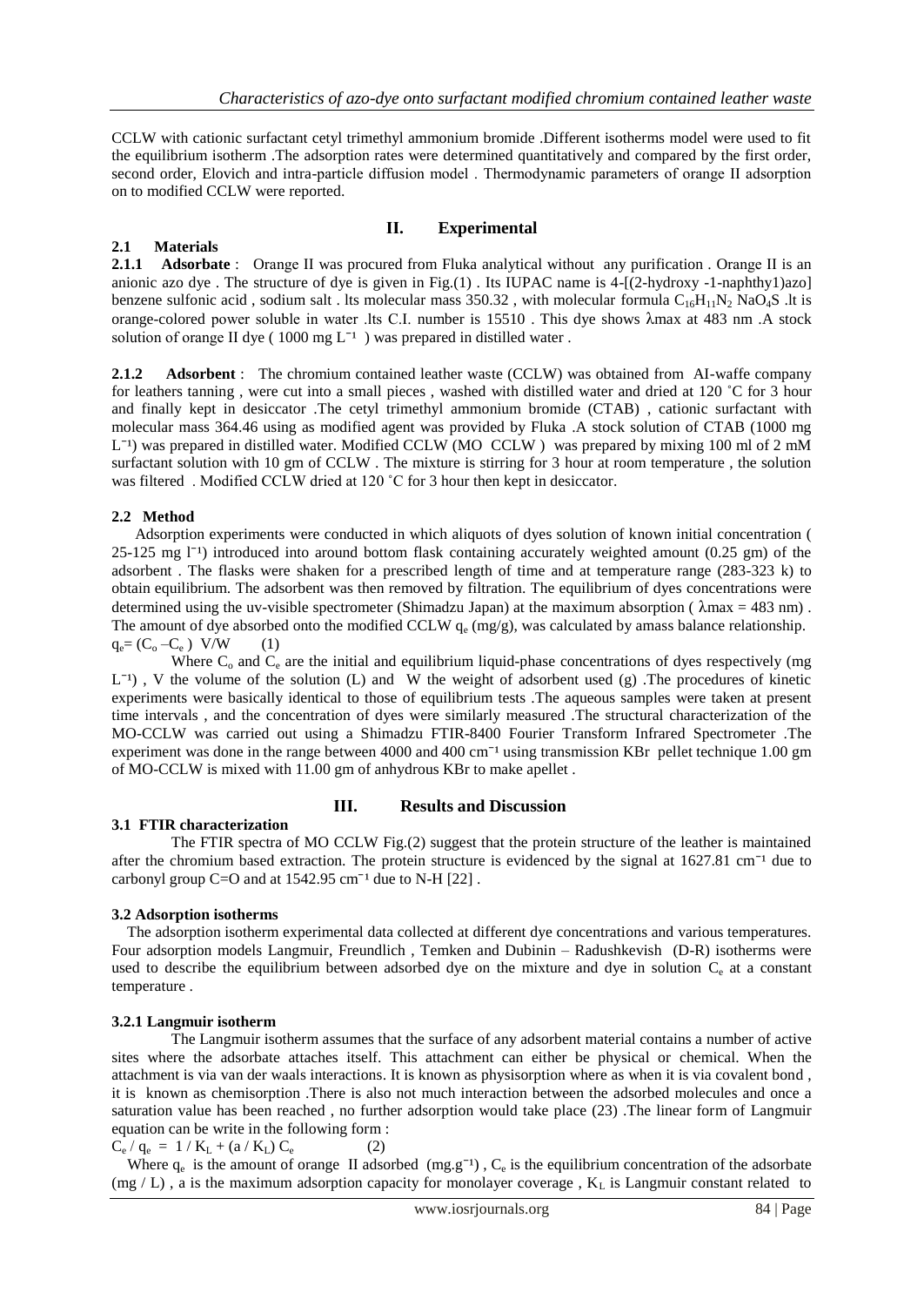CCLW with cationic surfactant cetyl trimethyl ammonium bromide .Different isotherms model were used to fit the equilibrium isotherm .The adsorption rates were determined quantitatively and compared by the first order, second order, Elovich and intra-particle diffusion model . Thermodynamic parameters of orange II adsorption on to modified CCLW were reported.

## II. Experimental

### 2.1 Materials

**2.1.1 Adsorbate** : Orange II was procured from Fluka analytical without any purification . Orange II is an anionic azo dye . The structure of dye is given in Fig.(1) . Its IUPAC name is 4-[(2-hydroxy -1-naphthy1)azo] benzene sulfonic acid , sodium salt . lts molecular mass 350.32 , with molecular formula $C_{16}H_{11}N_2$ $NaO_4S$ .lt is orange-colored power soluble in water .lts C.I. number is 15510 . This dye shows λmax at 483 nm .A stock solution of orange II dye ( 1000 mg $L^{-1}$ ) was prepared in distilled water .

**2.1.2 Adsorbent** : The chromium contained leather waste (CCLW) was obtained from AI-waffe company for leathers tanning , were cut into a small pieces , washed with distilled water and dried at 120 ˚C for 3 hour and finally kept in desiccator .The cetyl trimethyl ammonium bromide (CTAB) , cationic surfactant with molecular mass 364.46 using as modified agent was provided by Fluka .A stock solution of CTAB (1000 mg $L^{-1}$) was prepared in distilled water. Modified CCLW (MO CCLW ) was prepared by mixing 100 ml of 2 mM surfactant solution with 10 gm of CCLW . The mixture is stirring for 3 hour at room temperature , the solution was filtered . Modified CCLW dried at 120 ˚C for 3 hour then kept in desiccator.

### 2.2 Method

Adsorption experiments were conducted in which aliquots of dyes solution of known initial concentration ( 25-125 mg $l^{-1}$) introduced into around bottom flask containing accurately weighted amount (0.25 gm) of the adsorbent . The flasks were shaken for a prescribed length of time and at temperature range (283-323 k) to obtain equilibrium. The adsorbent was then removed by filtration. The equilibrium of dyes concentrations were determined using the uv-visible spectrometer (Shimadzu Japan) at the maximum absorption ( λmax = 483 nm) . The amount of dye absorbed onto the modified CCLW $q_e$ (mg/g), was calculated by amass balance relationship.

$$q_e = (C_o - C_e)\ V/W \qquad (1)$$

Where $C_o$ and $C_e$ are the initial and equilibrium liquid-phase concentrations of dyes respectively (mg $L^{-1}$) , V the volume of the solution (L) and W the weight of adsorbent used (g) .The procedures of kinetic experiments were basically identical to those of equilibrium tests .The aqueous samples were taken at present time intervals , and the concentration of dyes were similarly measured .The structural characterization of the MO-CCLW was carried out using a Shimadzu FTIR-8400 Fourier Transform Infrared Spectrometer .The experiment was done in the range between 4000 and 400 $cm^{-1}$ using transmission KBr pellet technique 1.00 gm of MO-CCLW is mixed with 11.00 gm of anhydrous KBr to make apellet .

## III. Results and Discussion

### 3.1 FTIR characterization

The FTIR spectra of MO CCLW Fig.(2) suggest that the protein structure of the leather is maintained after the chromium based extraction. The protein structure is evidenced by the signal at 1627.81 $cm^{-1}$ due to carbonyl group C=O and at 1542.95 $cm^{-1}$ due to N-H [22] .

### 3.2 Adsorption isotherms

The adsorption isotherm experimental data collected at different dye concentrations and various temperatures. Four adsorption models Langmuir, Freundlich , Temken and Dubinin – Radushkevish (D-R) isotherms were used to describe the equilibrium between adsorbed dye on the mixture and dye in solution $C_e$ at a constant temperature .

#### 3.2.1 Langmuir isotherm

The Langmuir isotherm assumes that the surface of any adsorbent material contains a number of active sites where the adsorbate attaches itself. This attachment can either be physical or chemical. When the attachment is via van der waals interactions. It is known as physisorption where as when it is via covalent bond , it is known as chemisorption .There is also not much interaction between the adsorbed molecules and once a saturation value has been reached , no further adsorption would take place (23) .The linear form of Langmuir equation can be write in the following form :

$$C_e / q_e = 1 / K_L + (a / K_L)\ C_e \qquad (2)$$

Where $q_e$ is the amount of orange II adsorbed ($mg.g^{-1}$) , $C_e$ is the equilibrium concentration of the adsorbate (mg / L) , a is the maximum adsorption capacity for monolayer coverage , $K_L$ is Langmuir constant related to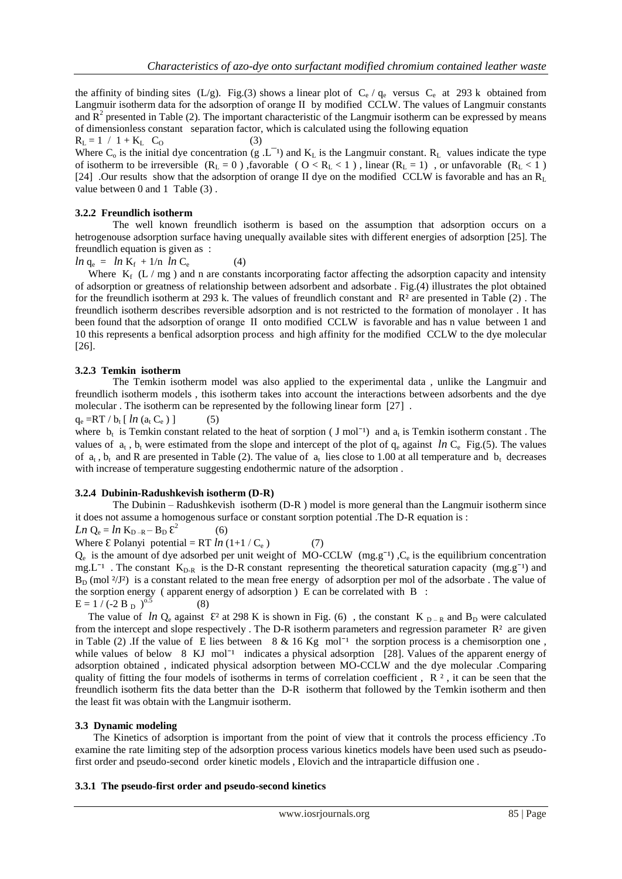the affinity of binding sites (L/g). Fig.(3) shows a linear plot of $C_e / q_e$ versus $C_e$ at 293 k obtained from Langmuir isotherm data for the adsorption of orange II by modified CCLW. The values of Langmuir constants and $R^2$ presented in Table (2). The important characteristic of the Langmuir isotherm can be expressed by means of dimensionless constant separation factor, which is calculated using the following equation

$$R_L = 1 \;/\; 1 + K_L \;\; C_O \qquad (3)$$

Where $C_o$ is the initial dye concentration ($g.L^{-1}$) and $K_L$ is the Langmuir constant. $R_L$ values indicate the type of isotherm to be irreversible ($R_L = 0$), favorable ($0 < R_L < 1$), linear ($R_L = 1$), or unfavorable ($R_L < 1$) [24]. Our results show that the adsorption of orange II dye on the modified CCLW is favorable and has an $R_L$ value between 0 and 1 Table (3).

### 3.2.2 Freundlich isotherm

The well known freundlich isotherm is based on the assumption that adsorption occurs on a hetrogenouse adsorption surface having unequally available sites with different energies of adsorption [25]. The freundlich equation is given as :

$$\ln q_e = \ln K_f + 1/n \; \ln C_e \qquad (4)$$

Where $K_f$ (L / mg) and n are constants incorporating factor affecting the adsorption capacity and intensity of adsorption or greatness of relationship between adsorbent and adsorbate . Fig.(4) illustrates the plot obtained for the freundlich isotherm at 293 k. The values of freundlich constant and $R^2$ are presented in Table (2) . The freundlich isotherm describes reversible adsorption and is not restricted to the formation of monolayer . It has been found that the adsorption of orange II onto modified CCLW is favorable and has n value between 1 and 10 this represents a benfical adsorption process and high affinity for the modified CCLW to the dye molecular [26].

### 3.2.3 Temkin isotherm

The Temkin isotherm model was also applied to the experimental data , unlike the Langmuir and freundlich isotherm models , this isotherm takes into account the interactions between adsorbents and the dye molecular . The isotherm can be represented by the following linear form [27] .

$$q_e = RT / b_t \, [\, \ln (a_t \, C_e) \,] \qquad (5)$$

where $b_t$ is Temkin constant related to the heat of sorption ($J\ mol^{-1}$) and $a_t$ is Temkin isotherm constant . The values of $a_t$ , $b_t$ were estimated from the slope and intercept of the plot of $q_e$ against $\ln C_e$ Fig.(5). The values of $a_t$ , $b_t$ and R are presented in Table (2). The value of $a_t$ lies close to 1.00 at all temperature and $b_t$ decreases with increase of temperature suggesting endothermic nature of the adsorption .

### 3.2.4 Dubinin-Radushkevish isotherm (D-R)

The Dubinin – Radushkevish isotherm (D-R ) model is more general than the Langmuir isotherm since it does not assume a homogenous surface or constant sorption potential .The D-R equation is :

$$Ln\, Q_e = \ln K_{D-R} - B_D\, \mathcal{E}^2 \qquad (6)$$

Where $\mathcal{E}$ Polanyi potential = $RT \ln (1+1 / C_e)$ (7)

$Q_e$ is the amount of dye adsorbed per unit weight of MO-CCLW ($mg.g^{-1}$) ,$C_e$ is the equilibrium concentration $mg.L^{-1}$ . The constant $K_{D-R}$ is the D-R constant representing the theoretical saturation capacity ($mg.g^{-1}$) and $B_D$ ($mol^2/J^2$) is a constant related to the mean free energy of adsorption per mol of the adsorbate . The value of the sorption energy ( apparent energy of adsorption ) E can be correlated with B :

$$E = 1 / (-2\, B_D)^{0.5} \qquad (8)$$

The value of $\ln Q_e$ against $\mathcal{E}^2$ at 298 K is shown in Fig. (6) , the constant $K_{D-R}$ and $B_D$ were calculated from the intercept and slope respectively . The D-R isotherm parameters and regression parameter $R^2$ are given in Table (2) .If the value of E lies between 8 & 16 Kg $mol^{-1}$ the sorption process is a chemisorption one , while values of below 8 KJ $mol^{-1}$ indicates a physical adsorption [28]. Values of the apparent energy of adsorption obtained , indicated physical adsorption between MO-CCLW and the dye molecular .Comparing quality of fitting the four models of isotherms in terms of correlation coefficient , $R^2$ , it can be seen that the freundlich isotherm fits the data better than the D-R isotherm that followed by the Temkin isotherm and then the least fit was obtain with the Langmuir isotherm.

## 3.3 Dynamic modeling

The Kinetics of adsorption is important from the point of view that it controls the process efficiency .To examine the rate limiting step of the adsorption process various kinetics models have been used such as pseudo-first order and pseudo-second order kinetic models , Elovich and the intraparticle diffusion one .

### 3.3.1 The pseudo-first order and pseudo-second kinetics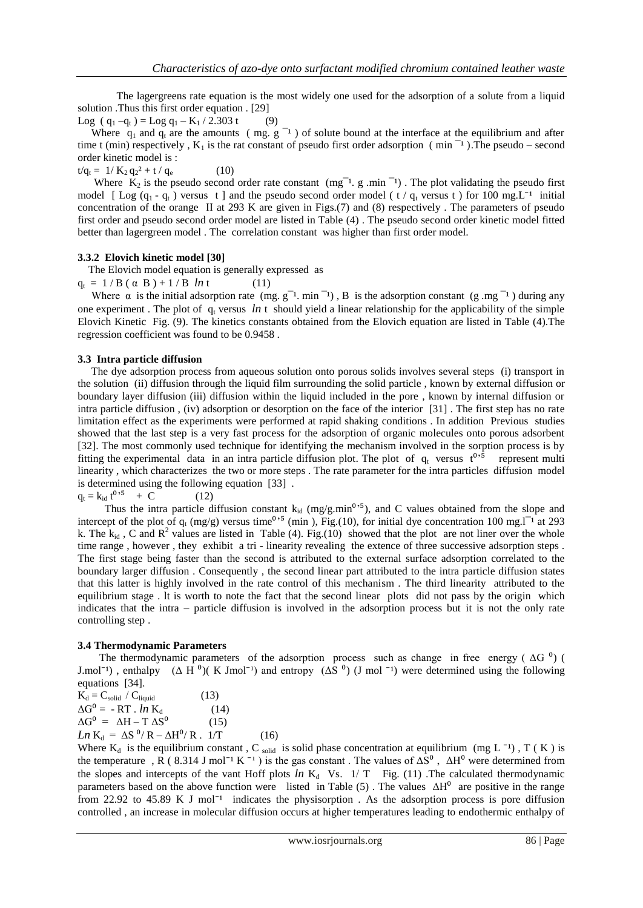The lagergreens rate equation is the most widely one used for the adsorption of a solute from a liquid solution .Thus this first order equation . [29]

$$Log ( q_1 - q_t ) = Log \, q_1 - K_1 / 2.303 \, t \qquad (9)$$

Where $q_1$ and $q_t$ are the amounts ( mg. $g^{-1}$ ) of solute bound at the interface at the equilibrium and after time t (min) respectively , $K_1$ is the rat constant of pseudo first order adsorption ( $min^{-1}$ ).The pseudo – second order kinetic model is :

$$t/q_t = 1/ K_2 q_2^2 + t / q_e \qquad (10)$$

Where $K_2$ is the pseudo second order rate constant ($mg^{-1}$. g .$min^{-1}$) . The plot validating the pseudo first model [ Log ($q_1$ - $q_t$ ) versus t ] and the pseudo second order model ( t / $q_t$ versus t ) for 100 mg.$L^{-1}$ initial concentration of the orange II at 293 K are given in Figs.(7) and (8) respectively . The parameters of pseudo first order and pseudo second order model are listed in Table (4) . The pseudo second order kinetic model fitted better than lagergreen model . The correlation constant was higher than first order model.

### 3.3.2 Elovich kinetic model [30]

The Elovich model equation is generally expressed as

$$q_t = 1 / B ( \alpha \, B ) + 1 / B \, \ln t \qquad (11)$$

Where $\alpha$ is the initial adsorption rate (mg. $g^{-1}$. $min^{-1}$) , B is the adsorption constant (g .$mg^{-1}$ ) during any one experiment . The plot of $q_t$ versus $\ln$ t should yield a linear relationship for the applicability of the simple Elovich Kinetic Fig. (9). The kinetics constants obtained from the Elovich equation are listed in Table (4).The regression coefficient was found to be 0.9458 .

### 3.3 Intra particle diffusion

The dye adsorption process from aqueous solution onto porous solids involves several steps (i) transport in the solution (ii) diffusion through the liquid film surrounding the solid particle , known by external diffusion or boundary layer diffusion (iii) diffusion within the liquid included in the pore , known by internal diffusion or intra particle diffusion , (iv) adsorption or desorption on the face of the interior [31] . The first step has no rate limitation effect as the experiments were performed at rapid shaking conditions . In addition Previous studies showed that the last step is a very fast process for the adsorption of organic molecules onto porous adsorbent [32]. The most commonly used technique for identifying the mechanism involved in the sorption process is by fitting the experimental data in an intra particle diffusion plot. The plot of $q_t$ versus $t^{0.5}$ represent multi linearity , which characterizes the two or more steps . The rate parameter for the intra particles diffusion model is determined using the following equation [33] .

$$q_t = k_{id} \, t^{0.5} + C \qquad (12)$$

Thus the intra particle diffusion constant $k_{id}$ (mg/g.$min^{0.5}$), and C values obtained from the slope and intercept of the plot of $q_t$ (mg/g) versus time$^{0.5}$ (min ), Fig.(10), for initial dye concentration 100 mg.$l^{-1}$ at 293 k. The $k_{id}$ , C and $R^2$ values are listed in Table (4). Fig.(10) showed that the plot are not liner over the whole time range , however , they exhibit a tri - linearity revealing the extence of three successive adsorption steps . The first stage being faster than the second is attributed to the external surface adsorption correlated to the boundary larger diffusion . Consequently , the second linear part attributed to the intra particle diffusion states that this latter is highly involved in the rate control of this mechanism . The third linearity attributed to the equilibrium stage . It is worth to note the fact that the second linear plots did not pass by the origin which indicates that the intra – particle diffusion is involved in the adsorption process but it is not the only rate controlling step .

### 3.4 Thermodynamic Parameters

The thermodynamic parameters of the adsorption process such as change in free energy ( $\Delta G^0$) ( J.$mol^{-1}$) , enthalpy ($\Delta H^0$)( K $Jmol^{-1}$) and entropy ($\Delta S^0$) (J $mol^{-1}$) were determined using the following equations [34].

$$K_d = C_{solid} / C_{liquid} \qquad (13)$$

$$\Delta G^0 = - RT . \ln K_d \qquad (14)$$

$$\Delta G^0 = \Delta H - T \Delta S^0 \qquad (15)$$

$$Ln \, K_d = \Delta S^0 / R - \Delta H^0 / R . \; 1/T \qquad (16)$$

Where $K_d$ is the equilibrium constant , $C_{solid}$ is solid phase concentration at equilibrium (mg $L^{-1}$) , T ( K ) is the temperature , R ( 8.314 J $mol^{-1}$ $K^{-1}$ ) is the gas constant . The values of $\Delta S^0$ , $\Delta H^0$ were determined from the slopes and intercepts of the vant Hoff plots $\ln K_d$ Vs. 1/ T Fig. (11) .The calculated thermodynamic parameters based on the above function were listed in Table (5) . The values $\Delta H^0$ are positive in the range from 22.92 to 45.89 K J $mol^{-1}$ indicates the physisorption . As the adsorption process is pore diffusion controlled , an increase in molecular diffusion occurs at higher temperatures leading to endothermic enthalpy of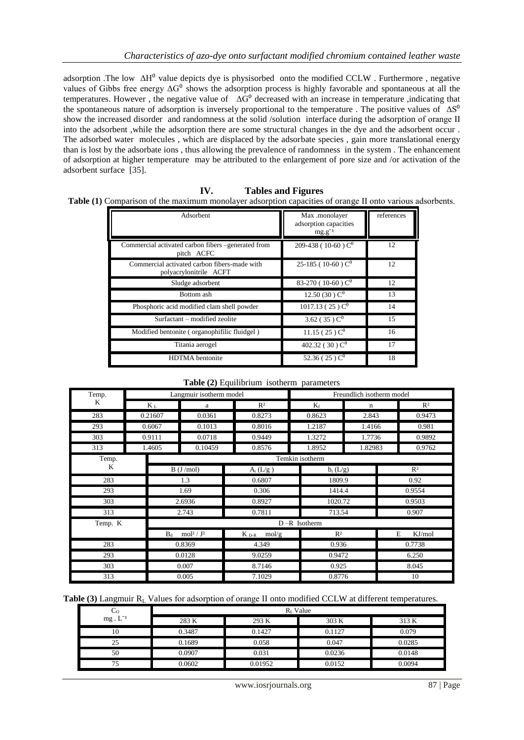adsorption .The low $\Delta H^0$ value depicts dye is physisorbed onto the modified CCLW . Furthermore , negative values of Gibbs free energy $\Delta G^0$ shows the adsorption process is highly favorable and spontaneous at all the temperatures. However , the negative value of $\Delta G^0$ decreased with an increase in temperature ,indicating that the spontaneous nature of adsorption is inversely proportional to the temperature . The positive values of $\Delta S^0$ show the increased disorder and randomness at the solid /solution interface during the adsorption of orange II into the adsorbent ,while the adsorption there are some structural changes in the dye and the adsorbent occur . The adsorbed water molecules , which are displaced by the adsorbate species , gain more translational energy than is lost by the adsorbate ions , thus allowing the prevalence of randomness in the system . The enhancement of adsorption at higher temperature may be attributed to the enlargement of pore size and /or activation of the adsorbent surface [35].

## IV. Tables and Figures

**Table (1)** Comparison of the maximum monolayer adsorption capacities of orange II onto various adsorbents.

| Adsorbent | Max .monolayer adsorption capacities $mg.g^{-1}$ | references |
|---|---|---|
| Commercial activated carbon fibers –generated from pitch ACFC | 209-438 ( 10-60 ) $C^0$ | 12 |
| Commercial activated carbon fibers-made with polyacrylonitrile ACFT | 25-185 ( 10-60 ) $C^0$ | 12 |
| Sludge adsorbent | 83-270 ( 10-60 ) $C^0$ | 12 |
| Bottom ash | 12.50 (30 ) $C^0$ | 13 |
| Phosphoric acid modified clam shell powder | 1017.13 ( 25 ) $C^0$ | 14 |
| Surfactant – modified zeolite | 3.62 ( 35 ) $C^0$ | 15 |
| Modified bentonite ( organophifilic fluidgel ) | 11.15 ( 25 ) $C^0$ | 16 |
| Titania aerogel | 402.32 ( 30 ) $C^0$ | 17 |
| HDTMA bentonite | 52.36 ( 25 ) $C^0$ | 18 |

**Table (2)** Equilibrium isotherm parameters

| Temp. K | Langmuir isotherm model | | | Freundlich isotherm model | | |
|---|---|---|---|---|---|---|
| | $K_L$ | a | $R^2$ | $K_f$ | n | $R^2$ |
| 283 | 0.21607 | 0.0361 | 0.8273 | 0.8623 | 2.843 | 0.9473 |
| 293 | 0.6067 | 0.1013 | 0.8016 | 1.2187 | 1.4166 | 0.981 |
| 303 | 0.9111 | 0.0718 | 0.9449 | 1.3272 | 1.7736 | 0.9892 |
| 313 | 1.4605 | 0.10459 | 0.8576 | 1.8952 | 1.82983 | 0.9762 |

| Temp. K | Temkin isotherm | | | |
|---|---|---|---|---|
| | B (J /mol) | $A_t$ (L/g ) | $b_t$ (L/g) | $R^2$ |
| 283 | 1.3 | 0.6807 | 1809.9 | 0.92 |
| 293 | 1.69 | 0.306 | 1414.4 | 0.9554 |
| 303 | 2.6936 | 0.8927 | 1020.72 | 0.9503 |
| 313 | 2.743 | 0.7811 | 713.54 | 0.907 |

| Temp. K | D –R Isotherm | | | |
|---|---|---|---|---|
| | $B_d$ $mol^2 / J^2$ | $K_{D-R}$ mol/g | $R^2$ | E KJ/mol |
| 283 | 0.8369 | 4.349 | 0.936 | 0.7738 |
| 293 | 0.0128 | 9.0259 | 0.9472 | 6.250 |
| 303 | 0.007 | 8.7146 | 0.925 | 8.045 |
| 313 | 0.005 | 7.1029 | 0.8776 | 10 |

**Table (3)** Langmuir $R_L$ Values for adsorption of orange II onto modified CCLW at different temperatures.

| $C_O$ $mg . L^{-1}$ | $R_L$ Value | | | |
|---|---|---|---|---|
| | 283 K | 293 K | 303 K | 313 K |
| 10 | 0.3487 | 0.1427 | 0.1127 | 0.079 |
| 25 | 0.1689 | 0.058 | 0.047 | 0.0285 |
| 50 | 0.0907 | 0.031 | 0.0236 | 0.0148 |
| 75 | 0.0602 | 0.01952 | 0.0152 | 0.0094 |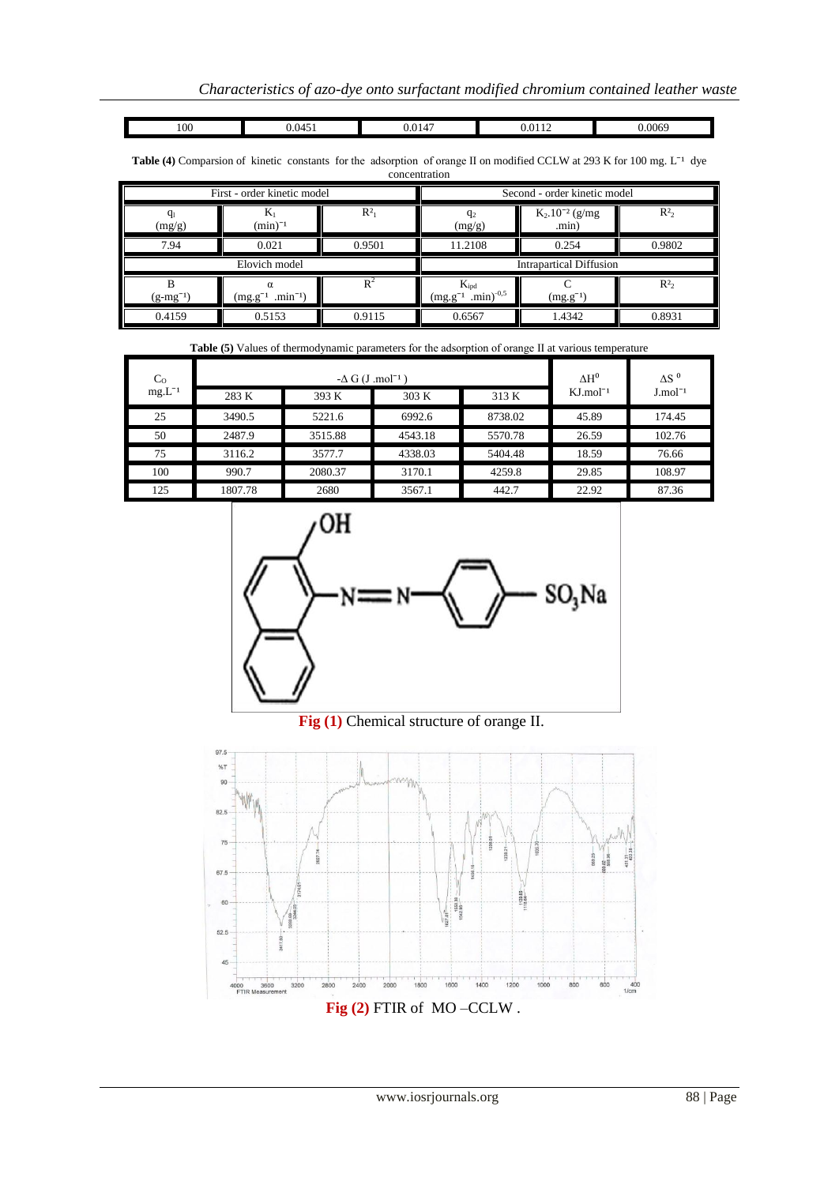| 100 | 0.0451 | 0.0147 | 0.0112 | 0.0069 |
|---|---|---|---|---|

**Table (4)** Comparsion of kinetic constants for the adsorption of orange II on modified CCLW at 293 K for 100 mg. $L^{-1}$ dye concentration

| First - order kinetic model | | | Second - order kinetic model | | |
|---|---|---|---|---|---|
| $q_1$ (mg/g) | $K_1$ $(min)^{-1}$ | $R^2_1$ | $q_2$ (mg/g) | $K_2.10^{-2}$ (g/mg .min) | $R^2_2$ |
| 7.94 | 0.021 | 0.9501 | 11.2108 | 0.254 | 0.9802 |
| Elovich model | | | Intrapartical Diffusion | | |
| B $(g\text{-}mg^{-1})$ | α $(mg.g^{-1}\ .min^{-1})$ | $R^2$ | $K_{ipd}$ $(mg.g^{-1}\ .min)^{-0.5}$ | C $(mg.g^{-1})$ | $R^2_2$ |
| 0.4159 | 0.5153 | 0.9115 | 0.6567 | 1.4342 | 0.8931 |

**Table (5)** Values of thermodynamic parameters for the adsorption of orange II at various temperature

| $C_O$ mg.$L^{-1}$ | -Δ G (J .$mol^{-1}$) | | | | $ΔH^0$ KJ.$mol^{-1}$ | $ΔS^0$ J.$mol^{-1}$ |
|---|---|---|---|---|---|---|
| | 283 K | 393 K | 303 K | 313 K | | |
| 25 | 3490.5 | 5221.6 | 6992.6 | 8738.02 | 45.89 | 174.45 |
| 50 | 2487.9 | 3515.88 | 4543.18 | 5570.78 | 26.59 | 102.76 |
| 75 | 3116.2 | 3577.7 | 4338.03 | 5404.48 | 18.59 | 76.66 |
| 100 | 990.7 | 2080.37 | 3170.1 | 4259.8 | 29.85 | 108.97 |
| 125 | 1807.78 | 2680 | 3567.1 | 442.7 | 22.92 | 87.36 |

**Fig (1)** Chemical structure of orange II.

**Fig (2)** FTIR of MO –CCLW .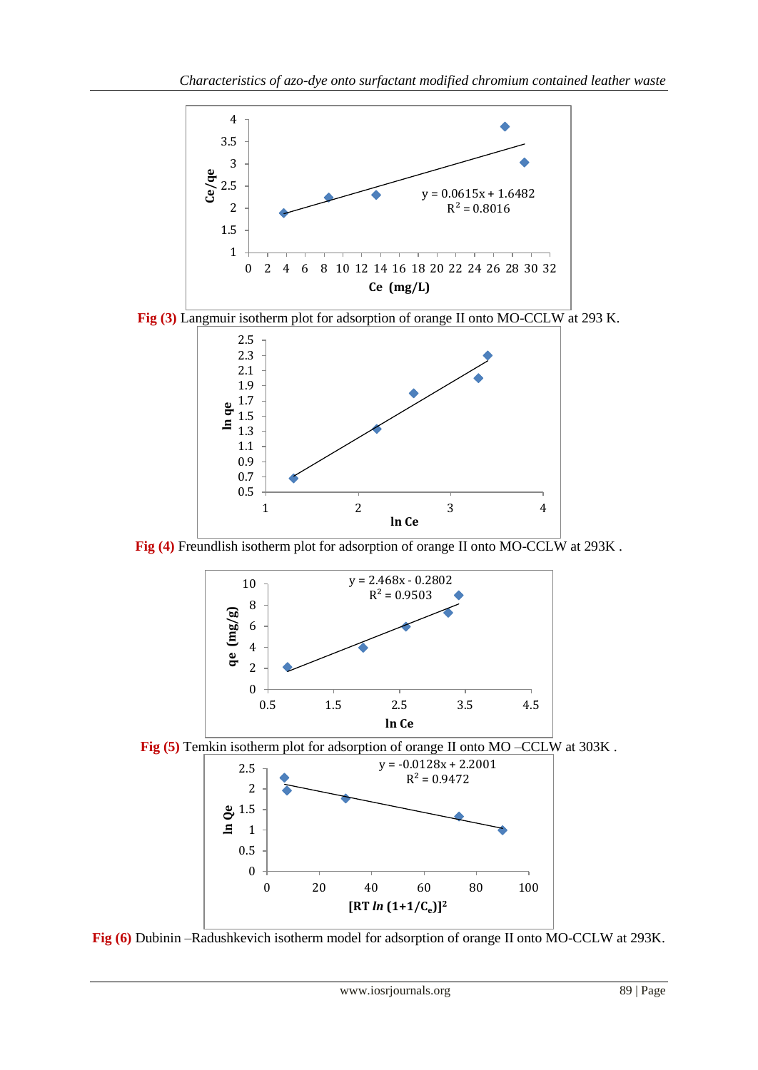Fig (3) Langmuir isotherm plot for adsorption of orange II onto MO-CCLW at 293 K.

Fig (4) Freundlish isotherm plot for adsorption of orange II onto MO-CCLW at 293K .

Fig (5) Temkin isotherm plot for adsorption of orange II onto MO –CCLW at 303K .

Fig (6) Dubinin –Radushkevich isotherm model for adsorption of orange II onto MO-CCLW at 293K.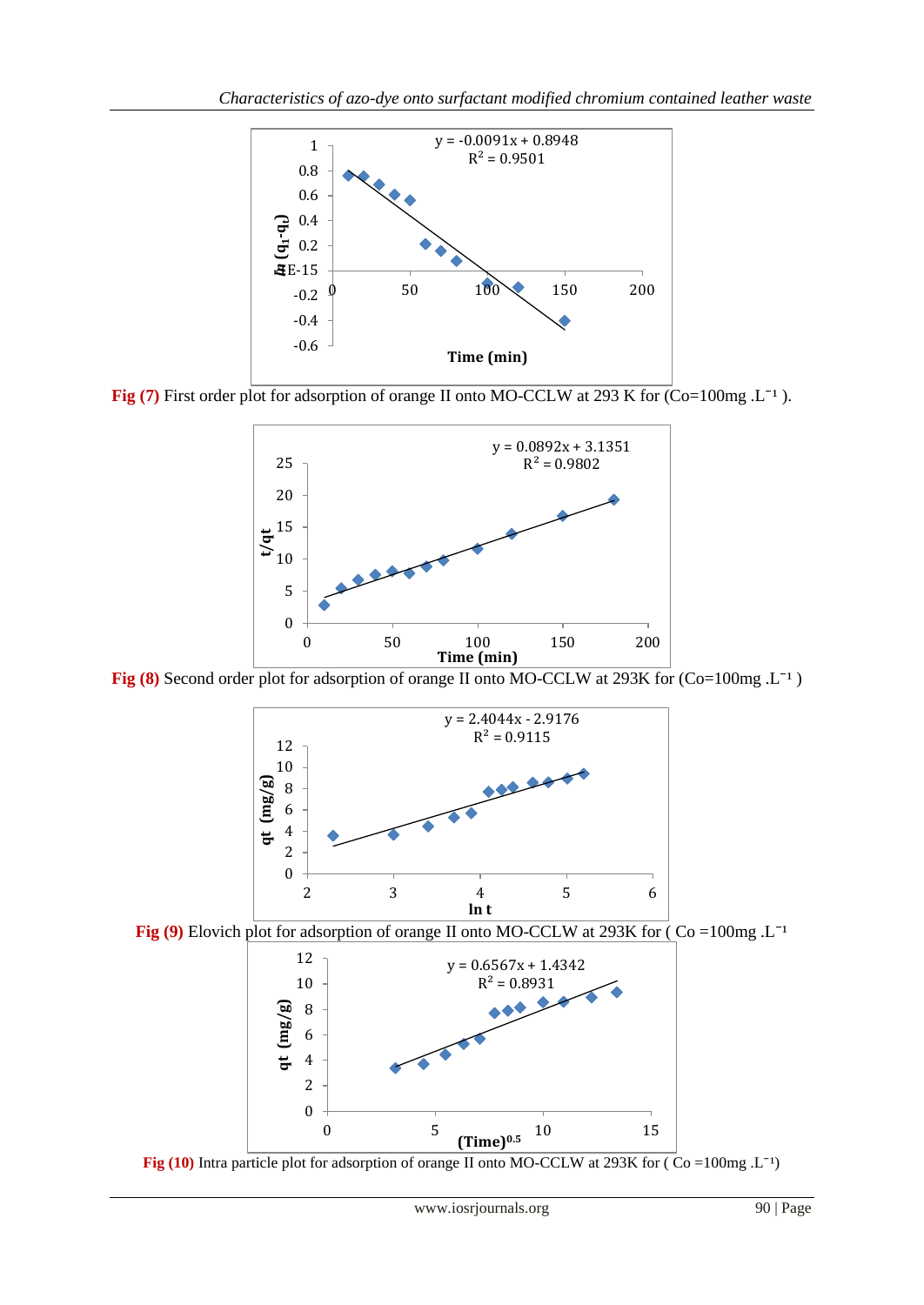Fig (7) First order plot for adsorption of orange II onto MO-CCLW at 293 K for (Co=100mg .L⁻¹ ).

Fig (8) Second order plot for adsorption of orange II onto MO-CCLW at 293K for (Co=100mg .L⁻¹ )

Fig (9) Elovich plot for adsorption of orange II onto MO-CCLW at 293K for ( Co =100mg .L⁻¹

Fig (10) Intra particle plot for adsorption of orange II onto MO-CCLW at 293K for ( Co =100mg .L⁻¹)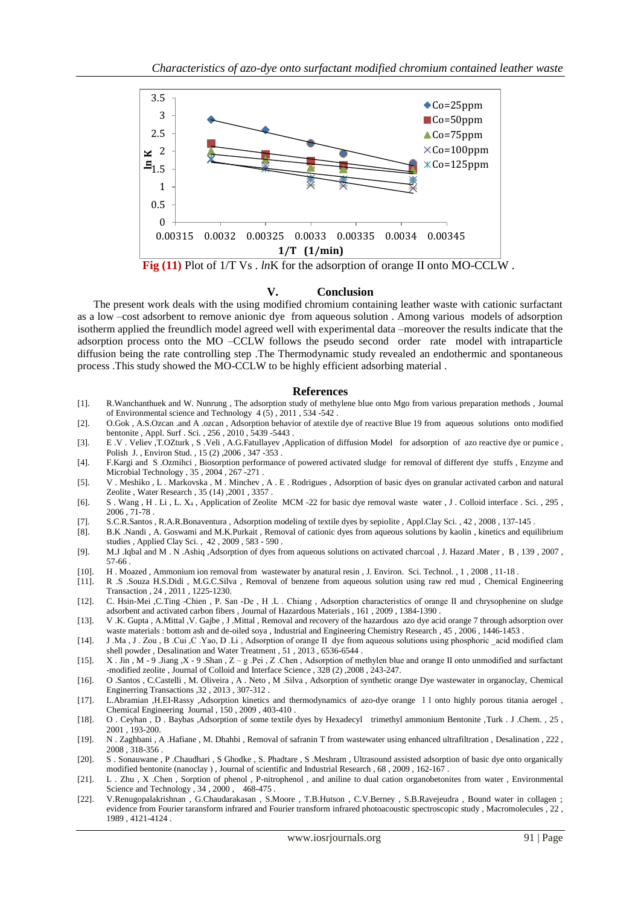Fig (11) Plot of 1/T Vs . *ln*K for the adsorption of orange II onto MO-CCLW .

## V. Conclusion

The present work deals with the using modified chromium containing leather waste with cationic surfactant as a low –cost adsorbent to remove anionic dye from aqueous solution . Among various models of adsorption isotherm applied the freundlich model agreed well with experimental data –moreover the results indicate that the adsorption process onto the MO –CCLW follows the pseudo second order rate model with intraparticle diffusion being the rate controlling step .The Thermodynamic study revealed an endothermic and spontaneous process .This study showed the MO-CCLW to be highly efficient adsorbing material .

## References

[1]. R.Wanchanthuek and W. Nunrung , The adsorption study of methylene blue onto Mgo from various preparation methods , Journal of Environmental science and Technology 4 (5) , 2011 , 534 -542 .

[2]. O.Gok , A.S.Ozcan .and A .ozcan , Adsorption behavior of atextile dye of reactive Blue 19 from aqueous solutions onto modified bentonite , Appl. Surf . Sci. , 256 , 2010 , 5439 -5443 .

[3]. E .V . Veliev ,T.OZturk , S .Veli , A.G.Fatullayev ,Application of diffusion Model for adsorption of azo reactive dye or pumice , Polish J. , Environ Stud. , 15 (2) ,2006 , 347 -353 .

[4]. F.Kargi and S .Ozmihci , Biosorption performance of powered activated sludge for removal of different dye stuffs , Enzyme and Microbial Technology , 35 , 2004 , 267 -271 .

[5]. V . Meshiko , L . Markovska , M . Minchev , A . E . Rodrigues , Adsorption of basic dyes on granular activated carbon and natural Zeolite , Water Research , 35 (14) ,2001 , 3357 .

[6]. S . Wang , H . Li , L. X₄ , Application of Zeolite MCM -22 for basic dye removal waste water , J . Colloid interface . Sci. , 295 , 2006 , 71-78 .

[7]. S.C.R.Santos , R.A.R.Bonaventura , Adsorption modeling of textile dyes by sepiolite , Appl.Clay Sci. , 42 , 2008 , 137-145 .

[8]. B.K .Nandi , A. Goswami and M.K.Purkait , Removal of cationic dyes from aqueous solutions by kaolin , kinetics and equilibrium studies , Applied Clay Sci. , 42 , 2009 , 583 - 590 .

[9]. M.J .Iqbal and M . N .Ashiq ,Adsorption of dyes from aqueous solutions on activated charcoal , J. Hazard .Mater , B , 139 , 2007 , 57-66 .

[10]. H . Moazed , Ammonium ion removal from wastewater by anatural resin , J. Environ. Sci. Technol. , 1 , 2008 , 11-18 .

[11]. R .S .Souza H.S.Didi , M.G.C.Silva , Removal of benzene from aqueous solution using raw red mud , Chemical Engineering Transaction , 24 , 2011 , 1225-1230.

[12]. C. Hsin-Mei ,C.Ting -Chien , P. San -De , H .L . Chiang , Adsorption characteristics of orange II and chrysophenine on sludge adsorbent and activated carbon fibers , Journal of Hazardous Materials , 161 , 2009 , 1384-1390 .

[13]. V .K. Gupta , A.Mittal ,V. Gajbe , J .Mittal , Removal and recovery of the hazardous azo dye acid orange 7 through adsorption over waste materials : bottom ash and de-oiled soya , Industrial and Engineering Chemistry Research , 45 , 2006 , 1446-1453 .

[14]. J .Ma , J . Zou , B .Cui ,C .Yao, D .Li , Adsorption of orange II dye from aqueous solutions using phosphoric _acid modified clam shell powder , Desalination and Water Treatment , 51 , 2013 , 6536-6544 .

[15]. X . Jin , M - 9 .Jiang ,X - 9 .Shan , Z – g .Pei , Z .Chen , Adsorption of methylen blue and orange II onto unmodified and surfactant -modified zeolite , Journal of Colloid and Interface Science , 328 (2) ,2008 , 243-247.

[16]. O .Santos , C.Castelli , M. Oliveira , A . Neto , M .Silva , Adsorption of synthetic orange Dye wastewater in organoclay, Chemical Enginerring Transactions ,32 , 2013 , 307-312 .

[17]. L.Abramian ,H.EI-Rassy ,Adsorption kinetics and thermodynamics of azo-dye orange 1 l onto highly porous titania aerogel , Chemical Engineering Journal , 150 , 2009 , 403-410 .

[18]. O . Ceyhan , D . Baybas ,Adsorption of some textile dyes by Hexadecyl trimethyl ammonium Bentonite ,Turk . J .Chem. , 25 , 2001 , 193-200.

[19]. N . Zaghbani , A .Hafiane , M. Dhahbi , Removal of safranin T from wastewater using enhanced ultrafiltration , Desalination , 222 , 2008 , 318-356 .

[20]. S . Sonauwane , P .Chaudhari , S Ghodke , S. Phadtare , S .Meshram , Ultrasound assisted adsorption of basic dye onto organically modified bentonite (nanoclay ) , Journal of scientific and Industrial Research , 68 , 2009 , 162-167 .

[21]. L . Zhu , X .Chen , Sorption of phenol , P-nitrophenol , and aniline to dual cation organobetonites from water , Environmental Science and Technology , 34 , 2000 , 468-475 .

[22]. V.Renugopalakrishnan , G.Chaudarakasan , S.Moore , T.B.Hutson , C.V.Berney , S.B.Ravejeudra , Bound water in collagen ; evidence from Fourier taransform infrared and Fourier transform infrared photoacoustic spectroscopic study , Macromolecules , 22 , 1989 , 4121-4124 .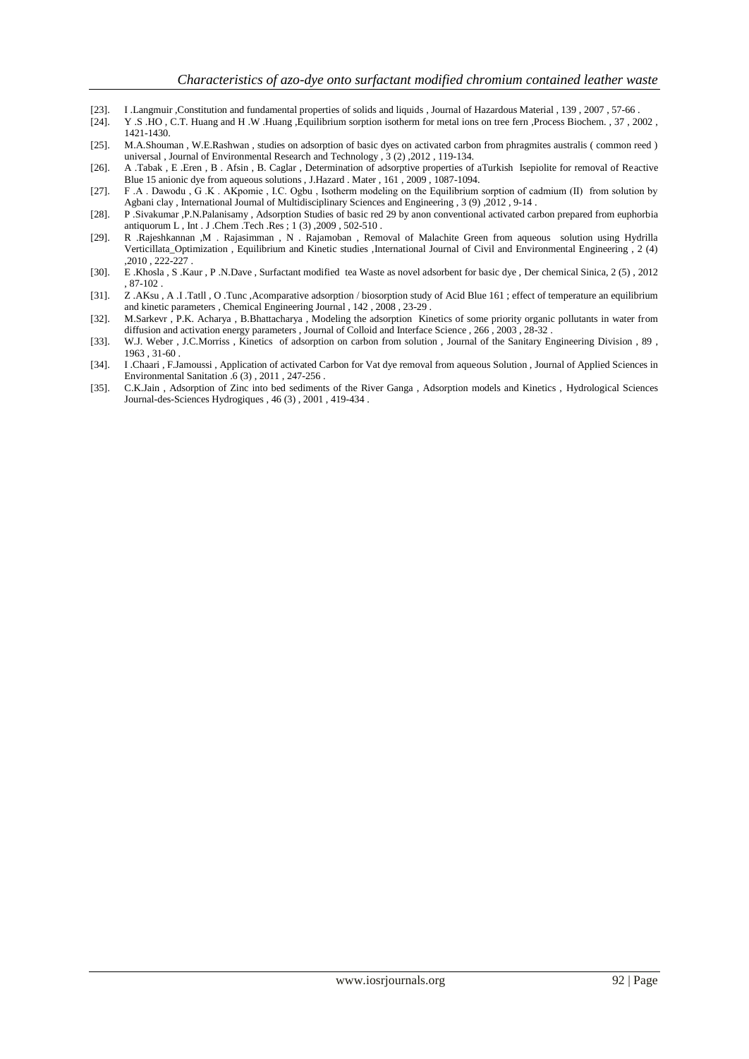[23]. I .Langmuir ,Constitution and fundamental properties of solids and liquids , Journal of Hazardous Material , 139 , 2007 , 57-66 .

[24]. Y .S .HO , C.T. Huang and H .W .Huang ,Equilibrium sorption isotherm for metal ions on tree fern ,Process Biochem. , 37 , 2002 , 1421-1430.

[25]. M.A.Shouman , W.E.Rashwan , studies on adsorption of basic dyes on activated carbon from phragmites australis ( common reed ) universal , Journal of Environmental Research and Technology , 3 (2) ,2012 , 119-134.

[26]. A .Tabak , E .Eren , B . Afsin , B. Caglar , Determination of adsorptive properties of aTurkish Isepiolite for removal of Reactive Blue 15 anionic dye from aqueous solutions , J.Hazard . Mater , 161 , 2009 , 1087-1094.

[27]. F .A . Dawodu , G .K . AKpomie , I.C. Ogbu , Isotherm modeling on the Equilibrium sorption of cadmium (II) from solution by Agbani clay , International Journal of Multidisciplinary Sciences and Engineering , 3 (9) ,2012 , 9-14 .

[28]. P .Sivakumar ,P.N.Palanisamy , Adsorption Studies of basic red 29 by anon conventional activated carbon prepared from euphorbia antiquorum L , Int . J .Chem .Tech .Res ; 1 (3) ,2009 , 502-510 .

[29]. R .Rajeshkannan ,M . Rajasimman , N . Rajamoban , Removal of Malachite Green from aqueous solution using Hydrilla Verticillata_Optimization , Equilibrium and Kinetic studies ,International Journal of Civil and Environmental Engineering , 2 (4) ,2010 , 222-227 .

[30]. E .Khosla , S .Kaur , P .N.Dave , Surfactant modified tea Waste as novel adsorbent for basic dye , Der chemical Sinica, 2 (5) , 2012 , 87-102 .

[31]. Z .AKsu , A .I .Tatll , O .Tunc ,Acomparative adsorption / biosorption study of Acid Blue 161 ; effect of temperature an equilibrium and kinetic parameters , Chemical Engineering Journal , 142 , 2008 , 23-29 .

[32]. M.Sarkevr , P.K. Acharya , B.Bhattacharya , Modeling the adsorption Kinetics of some priority organic pollutants in water from diffusion and activation energy parameters , Journal of Colloid and Interface Science , 266 , 2003 , 28-32 .

[33]. W.J. Weber , J.C.Morriss , Kinetics of adsorption on carbon from solution , Journal of the Sanitary Engineering Division , 89 , 1963 , 31-60 .

[34]. I .Chaari , F.Jamoussi , Application of activated Carbon for Vat dye removal from aqueous Solution , Journal of Applied Sciences in Environmental Sanitation .6 (3) , 2011 , 247-256 .

[35]. C.K.Jain , Adsorption of Zinc into bed sediments of the River Ganga , Adsorption models and Kinetics , Hydrological Sciences Journal-des-Sciences Hydrogiques , 46 (3) , 2001 , 419-434 .